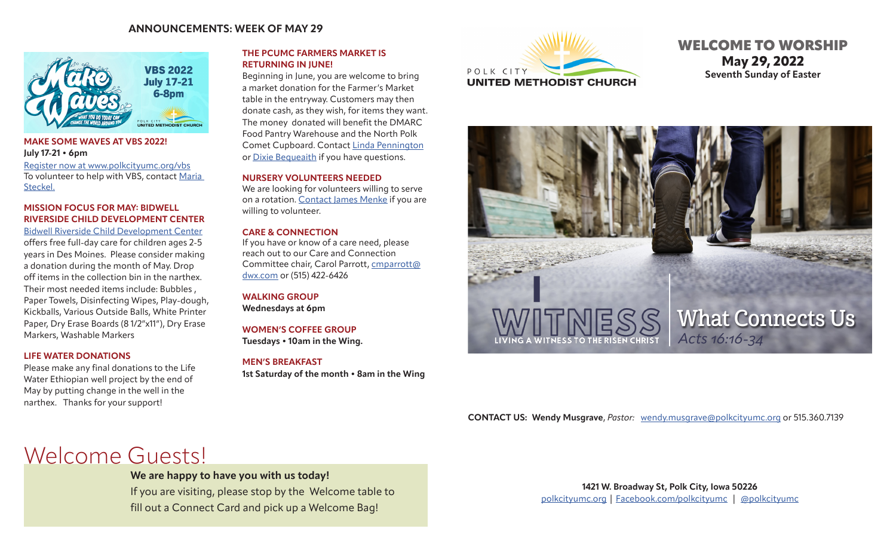## ANNOUNCEMENTS: WEEK OF MAY 29

**VBS 2022**
**July 17-21**
**6-8pm**

### MAKE SOME WAVES AT VBS 2022!

**July 17-21 • 6pm**

Register now at www.polkcityumc.org/vbs
To volunteer to help with VBS, contact Maria Steckel.

### MISSION FOCUS FOR MAY: BIDWELL RIVERSIDE CHILD DEVELOPMENT CENTER

Bidwell Riverside Child Development Center offers free full-day care for children ages 2-5 years in Des Moines. Please consider making a donation during the month of May. Drop off items in the collection bin in the narthex. Their most needed items include: Bubbles , Paper Towels, Disinfecting Wipes, Play-dough, Kickballs, Various Outside Balls, White Printer Paper, Dry Erase Boards (8 1/2"x11"), Dry Erase Markers, Washable Markers

### LIFE WATER DONATIONS

Please make any final donations to the Life Water Ethiopian well project by the end of May by putting change in the well in the narthex. Thanks for your support!

### THE PCUMC FARMERS MARKET IS RETURNING IN JUNE!

Beginning in June, you are welcome to bring a market donation for the Farmer's Market table in the entryway. Customers may then donate cash, as they wish, for items they want. The money donated will benefit the DMARC Food Pantry Warehouse and the North Polk Comet Cupboard. Contact Linda Pennington or Dixie Bequeaith if you have questions.

### NURSERY VOLUNTEERS NEEDED

We are looking for volunteers willing to serve on a rotation. Contact James Menke if you are willing to volunteer.

### CARE & CONNECTION

If you have or know of a care need, please reach out to our Care and Connection Committee chair, Carol Parrott, cmparrott@dwx.com or (515) 422-6426

### WALKING GROUP

**Wednesdays at 6pm**

### WOMEN'S COFFEE GROUP

**Tuesdays • 10am in the Wing.**

### MEN'S BREAKFAST

**1st Saturday of the month • 8am in the Wing**

# Welcome Guests!

**We are happy to have you with us today!**
If you are visiting, please stop by the Welcome table to fill out a Connect Card and pick up a Welcome Bag!

POLK CITY
UNITED METHODIST CHURCH

# WELCOME TO WORSHIP

**May 29, 2022**
**Seventh Sunday of Easter**

WITNESS
LIVING A WITNESS TO THE RISEN CHRIST
What Connects Us
*Acts 16:16-34*

**CONTACT US: Wendy Musgrave**, *Pastor:* wendy.musgrave@polkcityumc.org or 515.360.7139

**1421 W. Broadway St, Polk City, Iowa 50226**
polkcityumc.org | Facebook.com/polkcityumc | @polkcityumc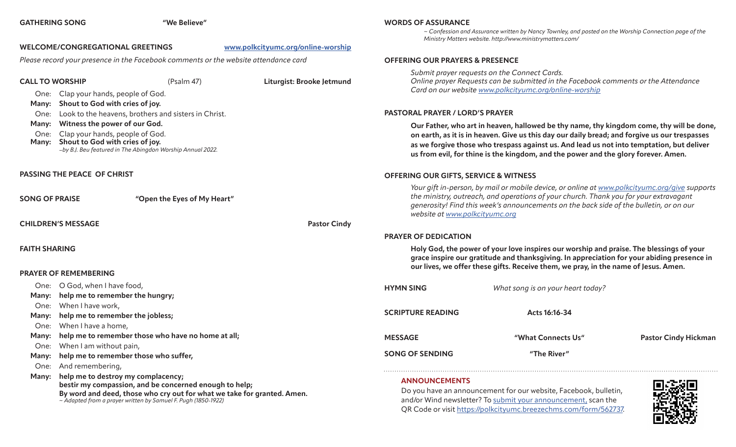**GATHERING SONG** "We Believe"

**WELCOME/CONGREGATIONAL GREETINGS** www.polkcityumc.org/online-worship

*Please record your presence in the Facebook comments or the website attendance card*

**CALL TO WORSHIP** (Psalm 47) **Liturgist: Brooke Jetmund**

One: Clap your hands, people of God.
**Many: Shout to God with cries of joy.**
One: Look to the heavens, brothers and sisters in Christ.
**Many: Witness the power of our God.**
One: Clap your hands, people of God.
**Many: Shout to God with cries of joy.**

*–by B.J. Beu featured in The Abingdon Worship Annual 2022.*

**PASSING THE PEACE OF CHRIST**

**SONG OF PRAISE** "Open the Eyes of My Heart"

**CHILDREN'S MESSAGE** **Pastor Cindy**

**FAITH SHARING**

**PRAYER OF REMEMBERING**

One: O God, when I have food,
**Many: help me to remember the hungry;**
One: When I have work,
**Many: help me to remember the jobless;**
One: When I have a home,
**Many: help me to remember those who have no home at all;**
One: When I am without pain,
**Many: help me to remember those who suffer,**
One: And remembering,
**Many: help me to destroy my complacency;**
**bestir my compassion, and be concerned enough to help;**
**By word and deed, those who cry out for what we take for granted. Amen.**

*~ Adapted from a prayer written by Samuel F. Pugh (1850-1922)*

**WORDS OF ASSURANCE**

*~ Confession and Assurance written by Nancy Townley, and posted on the Worship Connection page of the Ministry Matters website. http://www.ministrymatters.com/*

**OFFERING OUR PRAYERS & PRESENCE**

*Submit prayer requests on the Connect Cards.*
*Online prayer Requests can be submitted in the Facebook comments or the Attendance Card on our website www.polkcityumc.org/online-worship*

**PASTORAL PRAYER / LORD'S PRAYER**

**Our Father, who art in heaven, hallowed be thy name, thy kingdom come, thy will be done, on earth, as it is in heaven. Give us this day our daily bread; and forgive us our trespasses as we forgive those who trespass against us. And lead us not into temptation, but deliver us from evil, for thine is the kingdom, and the power and the glory forever. Amen.**

**OFFERING OUR GIFTS, SERVICE & WITNESS**

*Your gift in-person, by mail or mobile device, or online at www.polkcityumc.org/give supports the ministry, outreach, and operations of your church. Thank you for your extravagant generosity! Find this week's announcements on the back side of the bulletin, or on our website at www.polkcityumc.org*

**PRAYER OF DEDICATION**

**Holy God, the power of your love inspires our worship and praise. The blessings of your grace inspire our gratitude and thanksgiving. In appreciation for your abiding presence in our lives, we offer these gifts. Receive them, we pray, in the name of Jesus. Amen.**

**HYMN SING** *What song is on your heart today?*

**SCRIPTURE READING** **Acts 16:16-34**

**MESSAGE** **"What Connects Us"** **Pastor Cindy Hickman**

**SONG OF SENDING** **"The River"**

**ANNOUNCEMENTS**

Do you have an announcement for our website, Facebook, bulletin, and/or Wind newsletter? To submit your announcement, scan the QR Code or visit https://polkcityumc.breezechms.com/form/562737.